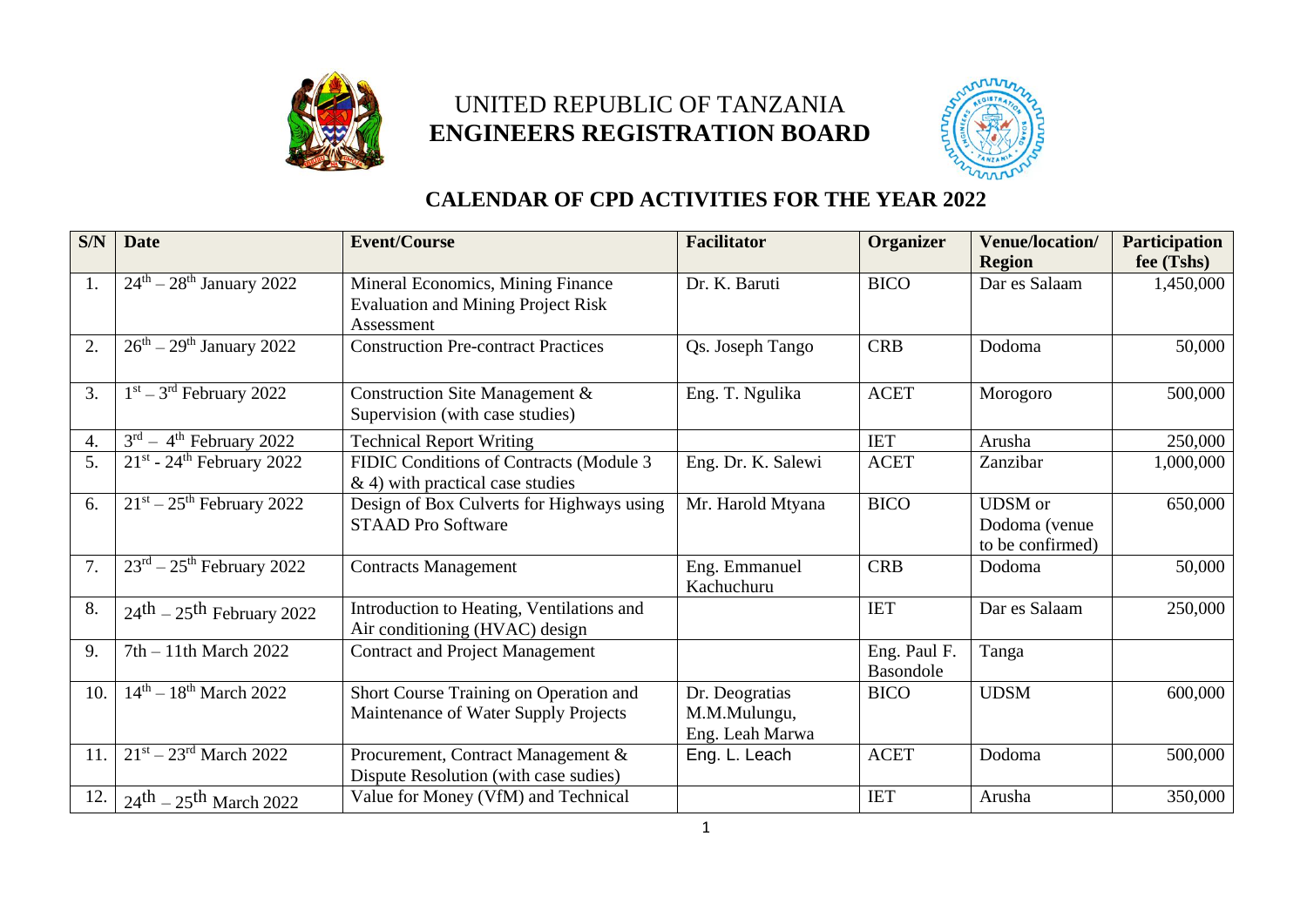UNITED REPUBLIC OF TANZANIA
**ENGINEERS REGISTRATION BOARD**

## CALENDAR OF CPD ACTIVITIES FOR THE YEAR 2022

| S/N | Date | Event/Course | Facilitator | Organizer | Venue/location/ Region | Participation fee (Tshs) |
|---|---|---|---|---|---|---|
| 1. | 24th – 28th January 2022 | Mineral Economics, Mining Finance Evaluation and Mining Project Risk Assessment | Dr. K. Baruti | BICO | Dar es Salaam | 1,450,000 |
| 2. | 26th – 29th January 2022 | Construction Pre-contract Practices | Qs. Joseph Tango | CRB | Dodoma | 50,000 |
| 3. | 1st – 3rd February 2022 | Construction Site Management & Supervision (with case studies) | Eng. T. Ngulika | ACET | Morogoro | 500,000 |
| 4. | 3rd – 4th February 2022 | Technical Report Writing | | IET | Arusha | 250,000 |
| 5. | 21st - 24th February 2022 | FIDIC Conditions of Contracts (Module 3 & 4) with practical case studies | Eng. Dr. K. Salewi | ACET | Zanzibar | 1,000,000 |
| 6. | 21st – 25th February 2022 | Design of Box Culverts for Highways using STAAD Pro Software | Mr. Harold Mtyana | BICO | UDSM or Dodoma (venue to be confirmed) | 650,000 |
| 7. | 23rd – 25th February 2022 | Contracts Management | Eng. Emmanuel Kachuchuru | CRB | Dodoma | 50,000 |
| 8. | 24th – 25th February 2022 | Introduction to Heating, Ventilations and Air conditioning (HVAC) design | | IET | Dar es Salaam | 250,000 |
| 9. | 7th – 11th March 2022 | Contract and Project Management | | Eng. Paul F. Basondole | Tanga | |
| 10. | 14th – 18th March 2022 | Short Course Training on Operation and Maintenance of Water Supply Projects | Dr. Deogratias M.M.Mulungu, Eng. Leah Marwa | BICO | UDSM | 600,000 |
| 11. | 21st – 23rd March 2022 | Procurement, Contract Management & Dispute Resolution (with case sudies) | Eng. L. Leach | ACET | Dodoma | 500,000 |
| 12. | 24th – 25th March 2022 | Value for Money (VfM) and Technical | | IET | Arusha | 350,000 |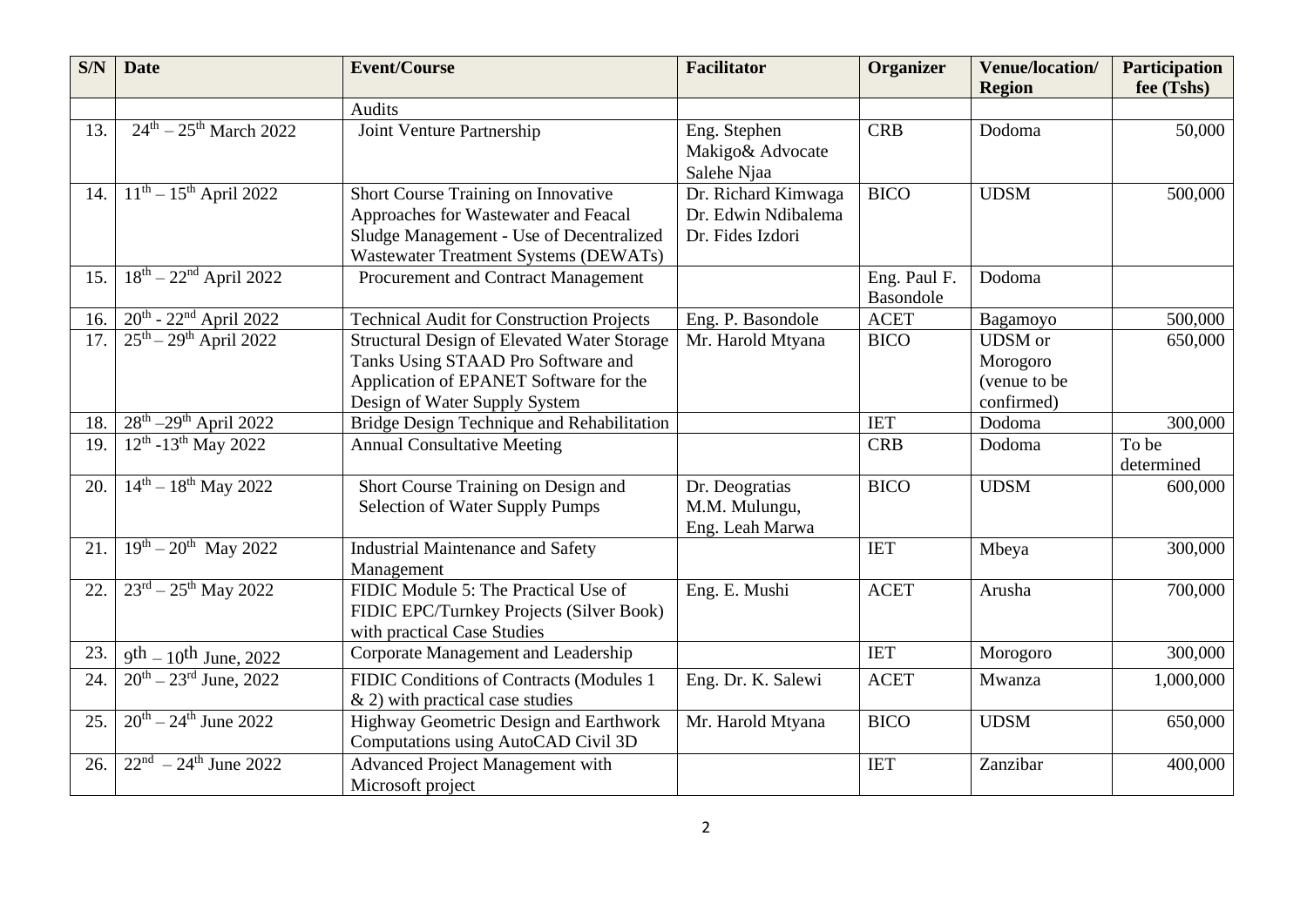| S/N | Date | Event/Course | Facilitator | Organizer | Venue/location/ Region | Participation fee (Tshs) |
|---|---|---|---|---|---|---|
| | | Audits | | | | |
| 13. | 24th – 25th March 2022 | Joint Venture Partnership | Eng. Stephen Makigo& Advocate Salehe Njaa | CRB | Dodoma | 50,000 |
| 14. | 11th – 15th April 2022 | Short Course Training on Innovative Approaches for Wastewater and Feacal Sludge Management - Use of Decentralized Wastewater Treatment Systems (DEWATs) | Dr. Richard Kimwaga Dr. Edwin Ndibalema Dr. Fides Izdori | BICO | UDSM | 500,000 |
| 15. | 18th – 22nd April 2022 | Procurement and Contract Management | | Eng. Paul F. Basondole | Dodoma | |
| 16. | 20th - 22nd April 2022 | Technical Audit for Construction Projects | Eng. P. Basondole | ACET | Bagamoyo | 500,000 |
| 17. | 25th – 29th April 2022 | Structural Design of Elevated Water Storage Tanks Using STAAD Pro Software and Application of EPANET Software for the Design of Water Supply System | Mr. Harold Mtyana | BICO | UDSM or Morogoro (venue to be confirmed) | 650,000 |
| 18. | 28th –29th April 2022 | Bridge Design Technique and Rehabilitation | | IET | Dodoma | 300,000 |
| 19. | 12th -13th May 2022 | Annual Consultative Meeting | | CRB | Dodoma | To be determined |
| 20. | 14th – 18th May 2022 | Short Course Training on Design and Selection of Water Supply Pumps | Dr. Deogratias M.M. Mulungu, Eng. Leah Marwa | BICO | UDSM | 600,000 |
| 21. | 19th – 20th May 2022 | Industrial Maintenance and Safety Management | | IET | Mbeya | 300,000 |
| 22. | 23rd – 25th May 2022 | FIDIC Module 5: The Practical Use of FIDIC EPC/Turnkey Projects (Silver Book) with practical Case Studies | Eng. E. Mushi | ACET | Arusha | 700,000 |
| 23. | 9th – 10th June, 2022 | Corporate Management and Leadership | | IET | Morogoro | 300,000 |
| 24. | 20th – 23rd June, 2022 | FIDIC Conditions of Contracts (Modules 1 & 2) with practical case studies | Eng. Dr. K. Salewi | ACET | Mwanza | 1,000,000 |
| 25. | 20th – 24th June 2022 | Highway Geometric Design and Earthwork Computations using AutoCAD Civil 3D | Mr. Harold Mtyana | BICO | UDSM | 650,000 |
| 26. | 22nd – 24th June 2022 | Advanced Project Management with Microsoft project | | IET | Zanzibar | 400,000 |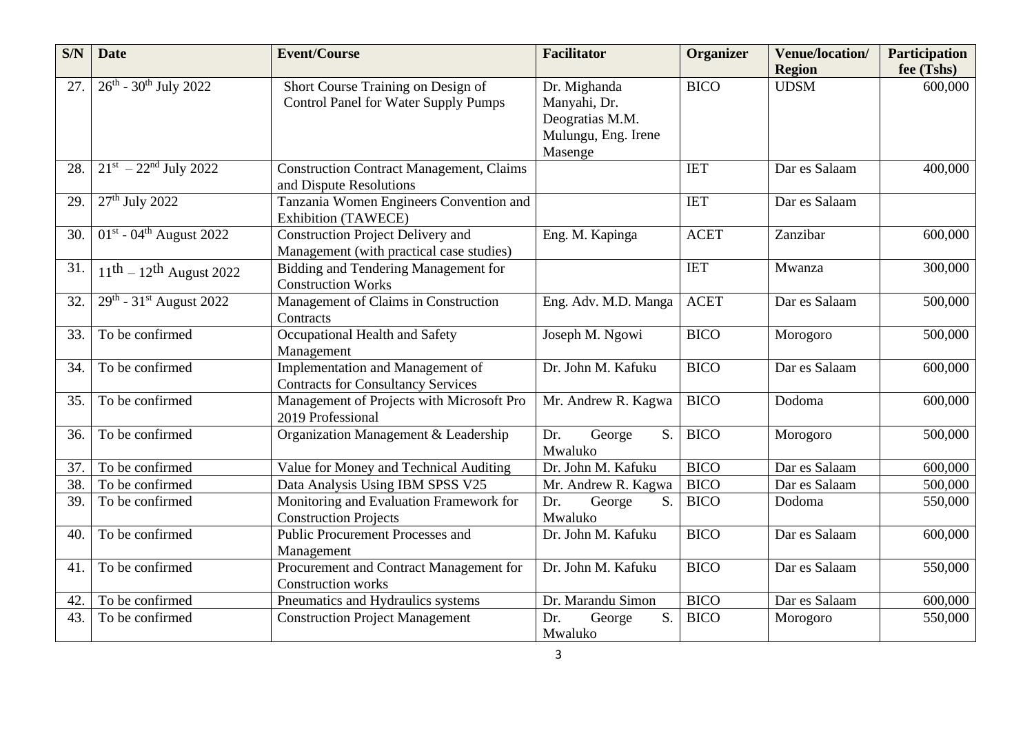| S/N | Date | Event/Course | Facilitator | Organizer | Venue/location/ Region | Participation fee (Tshs) |
|---|---|---|---|---|---|---|
| 27. | $26^{th}$ - $30^{th}$ July 2022 | Short Course Training on Design of Control Panel for Water Supply Pumps | Dr. Mighanda Manyahi, Dr. Deogratias M.M. Mulungu, Eng. Irene Masenge | BICO | UDSM | 600,000 |
| 28. | $21^{st}$ – $22^{nd}$ July 2022 | Construction Contract Management, Claims and Dispute Resolutions | | IET | Dar es Salaam | 400,000 |
| 29. | $27^{th}$ July 2022 | Tanzania Women Engineers Convention and Exhibition (TAWECE) | | IET | Dar es Salaam | |
| 30. | $01^{st}$ - $04^{th}$ August 2022 | Construction Project Delivery and Management (with practical case studies) | Eng. M. Kapinga | ACET | Zanzibar | 600,000 |
| 31. | $11^{th}$ – $12^{th}$ August 2022 | Bidding and Tendering Management for Construction Works | | IET | Mwanza | 300,000 |
| 32. | $29^{th}$ - $31^{st}$ August 2022 | Management of Claims in Construction Contracts | Eng. Adv. M.D. Manga | ACET | Dar es Salaam | 500,000 |
| 33. | To be confirmed | Occupational Health and Safety Management | Joseph M. Ngowi | BICO | Morogoro | 500,000 |
| 34. | To be confirmed | Implementation and Management of Contracts for Consultancy Services | Dr. John M. Kafuku | BICO | Dar es Salaam | 600,000 |
| 35. | To be confirmed | Management of Projects with Microsoft Pro 2019 Professional | Mr. Andrew R. Kagwa | BICO | Dodoma | 600,000 |
| 36. | To be confirmed | Organization Management & Leadership | Dr. George S. Mwaluko | BICO | Morogoro | 500,000 |
| 37. | To be confirmed | Value for Money and Technical Auditing | Dr. John M. Kafuku | BICO | Dar es Salaam | 600,000 |
| 38. | To be confirmed | Data Analysis Using IBM SPSS V25 | Mr. Andrew R. Kagwa | BICO | Dar es Salaam | 500,000 |
| 39. | To be confirmed | Monitoring and Evaluation Framework for Construction Projects | Dr. George S. Mwaluko | BICO | Dodoma | 550,000 |
| 40. | To be confirmed | Public Procurement Processes and Management | Dr. John M. Kafuku | BICO | Dar es Salaam | 600,000 |
| 41. | To be confirmed | Procurement and Contract Management for Construction works | Dr. John M. Kafuku | BICO | Dar es Salaam | 550,000 |
| 42. | To be confirmed | Pneumatics and Hydraulics systems | Dr. Marandu Simon | BICO | Dar es Salaam | 600,000 |
| 43. | To be confirmed | Construction Project Management | Dr. George S. Mwaluko | BICO | Morogoro | 550,000 |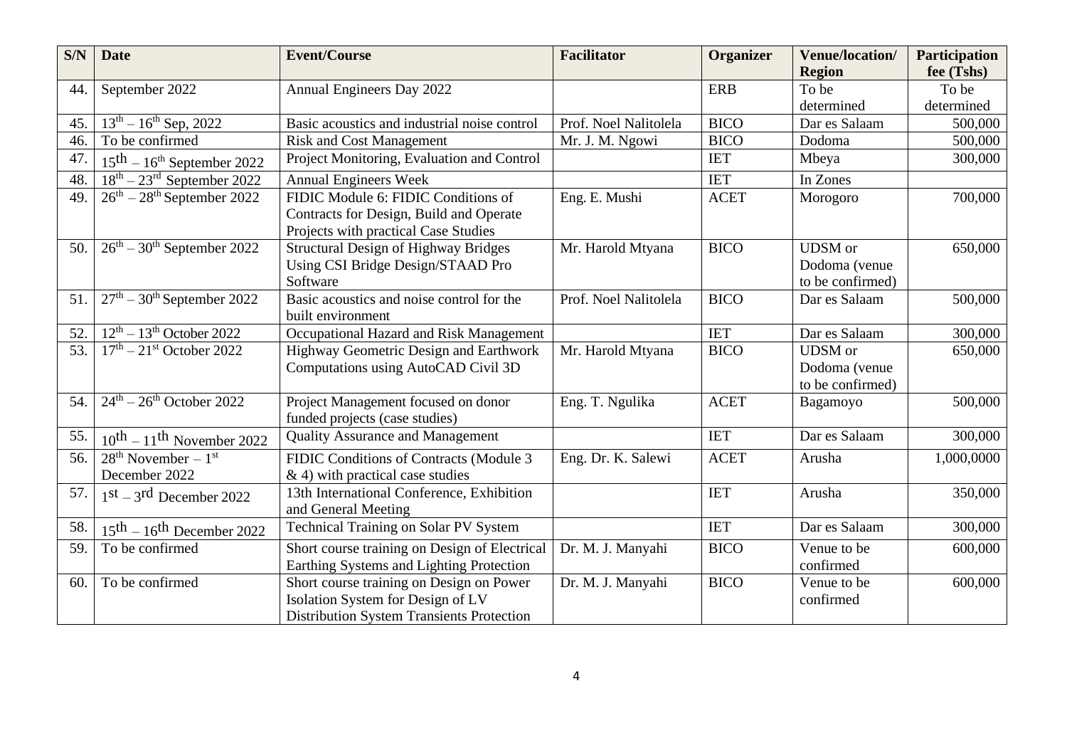| S/N | Date | Event/Course | Facilitator | Organizer | Venue/location/ Region | Participation fee (Tshs) |
|---|---|---|---|---|---|---|
| 44. | September 2022 | Annual Engineers Day 2022 | | ERB | To be determined | To be determined |
| 45. | 13th – 16th Sep, 2022 | Basic acoustics and industrial noise control | Prof. Noel Nalitolela | BICO | Dar es Salaam | 500,000 |
| 46. | To be confirmed | Risk and Cost Management | Mr. J. M. Ngowi | BICO | Dodoma | 500,000 |
| 47. | 15th – 16th September 2022 | Project Monitoring, Evaluation and Control | | IET | Mbeya | 300,000 |
| 48. | 18th – 23rd September 2022 | Annual Engineers Week | | IET | In Zones | |
| 49. | 26th – 28th September 2022 | FIDIC Module 6: FIDIC Conditions of Contracts for Design, Build and Operate Projects with practical Case Studies | Eng. E. Mushi | ACET | Morogoro | 700,000 |
| 50. | 26th – 30th September 2022 | Structural Design of Highway Bridges Using CSI Bridge Design/STAAD Pro Software | Mr. Harold Mtyana | BICO | UDSM or Dodoma (venue to be confirmed) | 650,000 |
| 51. | 27th – 30th September 2022 | Basic acoustics and noise control for the built environment | Prof. Noel Nalitolela | BICO | Dar es Salaam | 500,000 |
| 52. | 12th – 13th October 2022 | Occupational Hazard and Risk Management | | IET | Dar es Salaam | 300,000 |
| 53. | 17th – 21st October 2022 | Highway Geometric Design and Earthwork Computations using AutoCAD Civil 3D | Mr. Harold Mtyana | BICO | UDSM or Dodoma (venue to be confirmed) | 650,000 |
| 54. | 24th – 26th October 2022 | Project Management focused on donor funded projects (case studies) | Eng. T. Ngulika | ACET | Bagamoyo | 500,000 |
| 55. | 10th – 11th November 2022 | Quality Assurance and Management | | IET | Dar es Salaam | 300,000 |
| 56. | 28th November – 1st December 2022 | FIDIC Conditions of Contracts (Module 3 & 4) with practical case studies | Eng. Dr. K. Salewi | ACET | Arusha | 1,000,0000 |
| 57. | 1st – 3rd December 2022 | 13th International Conference, Exhibition and General Meeting | | IET | Arusha | 350,000 |
| 58. | 15th – 16th December 2022 | Technical Training on Solar PV System | | IET | Dar es Salaam | 300,000 |
| 59. | To be confirmed | Short course training on Design of Electrical Earthing Systems and Lighting Protection | Dr. M. J. Manyahi | BICO | Venue to be confirmed | 600,000 |
| 60. | To be confirmed | Short course training on Design on Power Isolation System for Design of LV Distribution System Transients Protection | Dr. M. J. Manyahi | BICO | Venue to be confirmed | 600,000 |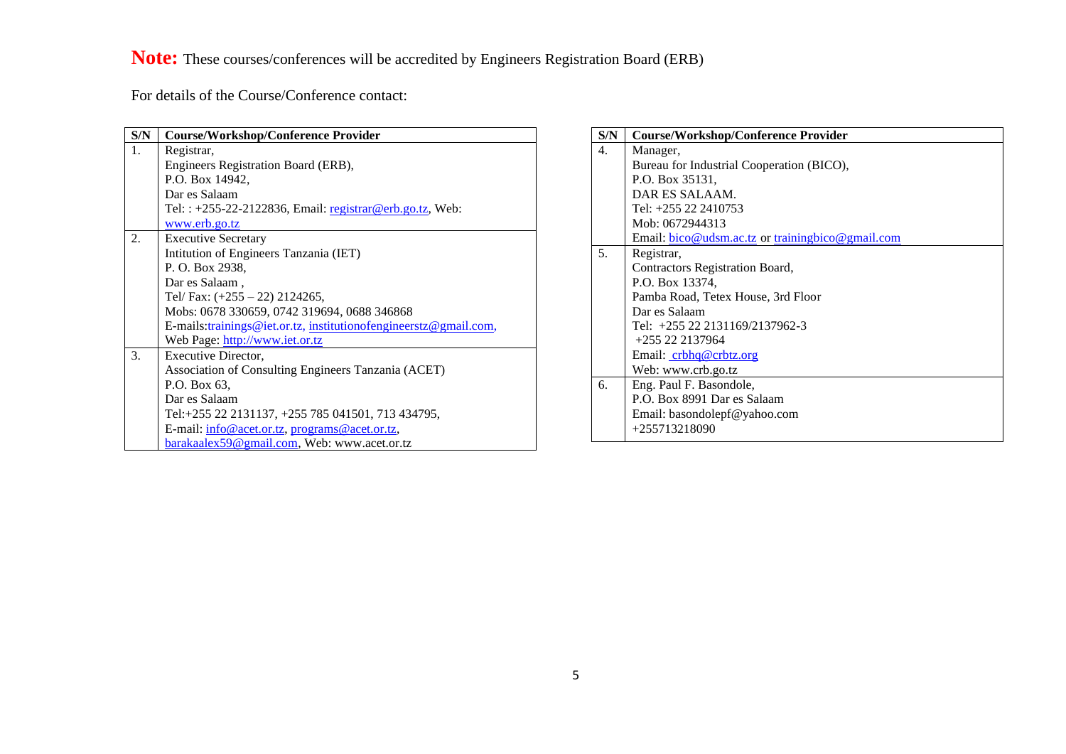**Note:** These courses/conferences will be accredited by Engineers Registration Board (ERB)

For details of the Course/Conference contact:

| S/N | Course/Workshop/Conference Provider |
|---|---|
| 1. | Registrar,<br>Engineers Registration Board (ERB),<br>P.O. Box 14942,<br>Dar es Salaam<br>Tel: : +255-22-2122836, Email: registrar@erb.go.tz, Web: www.erb.go.tz |
| 2. | Executive Secretary<br>Intitution of Engineers Tanzania (IET)<br>P. O. Box 2938,<br>Dar es Salaam ,<br>Tel/ Fax: (+255 – 22) 2124265,<br>Mobs: 0678 330659, 0742 319694, 0688 346868<br>E-mails:trainings@iet.or.tz, institutionofengineerstz@gmail.com,<br>Web Page: http://www.iet.or.tz |
| 3. | Executive Director,<br>Association of Consulting Engineers Tanzania (ACET)<br>P.O. Box 63,<br>Dar es Salaam<br>Tel:+255 22 2131137, +255 785 041501, 713 434795,<br>E-mail: info@acet.or.tz, programs@acet.or.tz, barakaalex59@gmail.com, Web: www.acet.or.tz |

| S/N | Course/Workshop/Conference Provider |
|---|---|
| 4. | Manager,<br>Bureau for Industrial Cooperation (BICO),<br>P.O. Box 35131,<br>DAR ES SALAAM.<br>Tel: +255 22 2410753<br>Mob: 0672944313<br>Email: bico@udsm.ac.tz or trainingbico@gmail.com |
| 5. | Registrar,<br>Contractors Registration Board,<br>P.O. Box 13374,<br>Pamba Road, Tetex House, 3rd Floor<br>Dar es Salaam<br>Tel: +255 22 2131169/2137962-3<br>+255 22 2137964<br>Email: crbhq@crbtz.org<br>Web: www.crb.go.tz |
| 6. | Eng. Paul F. Basondole,<br>P.O. Box 8991 Dar es Salaam<br>Email: basondolepf@yahoo.com<br>+255713218090 |